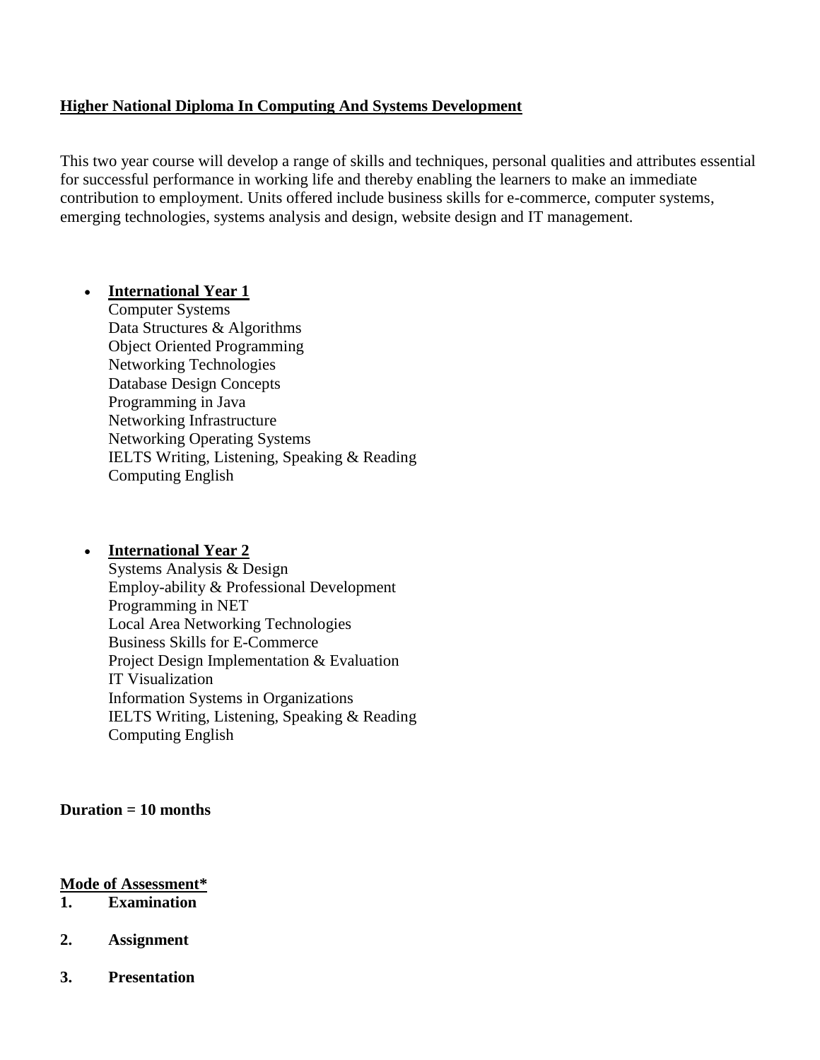## **Higher National Diploma In Computing And Systems Development**

This two year course will develop a range of skills and techniques, personal qualities and attributes essential for successful performance in working life and thereby enabling the learners to make an immediate contribution to employment. Units offered include business skills for e-commerce, computer systems, emerging technologies, systems analysis and design, website design and IT management.

- **International Year 1**
  Computer Systems
  Data Structures & Algorithms
  Object Oriented Programming
  Networking Technologies
  Database Design Concepts
  Programming in Java
  Networking Infrastructure
  Networking Operating Systems
  IELTS Writing, Listening, Speaking & Reading
  Computing English

- **International Year 2**
  Systems Analysis & Design
  Employ-ability & Professional Development
  Programming in NET
  Local Area Networking Technologies
  Business Skills for E-Commerce
  Project Design Implementation & Evaluation
  IT Visualization
  Information Systems in Organizations
  IELTS Writing, Listening, Speaking & Reading
  Computing English

**Duration = 10 months**

**Mode of Assessment***

1. **Examination**
2. **Assignment**
3. **Presentation**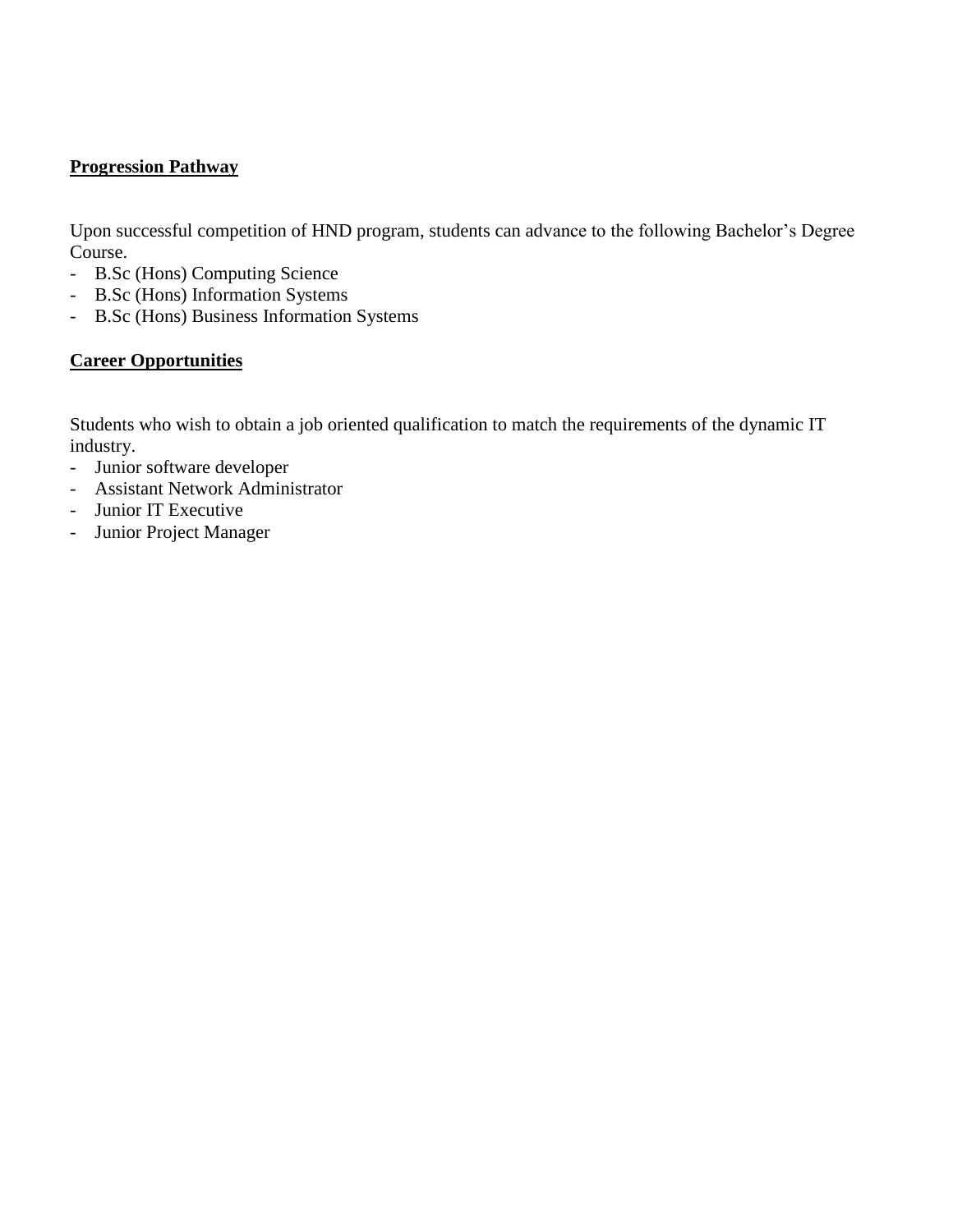**<u>Progression Pathway</u>**

Upon successful competition of HND program, students can advance to the following Bachelor's Degree Course.

- B.Sc (Hons) Computing Science
- B.Sc (Hons) Information Systems
- B.Sc (Hons) Business Information Systems

**<u>Career Opportunities</u>**

Students who wish to obtain a job oriented qualification to match the requirements of the dynamic IT industry.

- Junior software developer
- Assistant Network Administrator
- Junior IT Executive
- Junior Project Manager